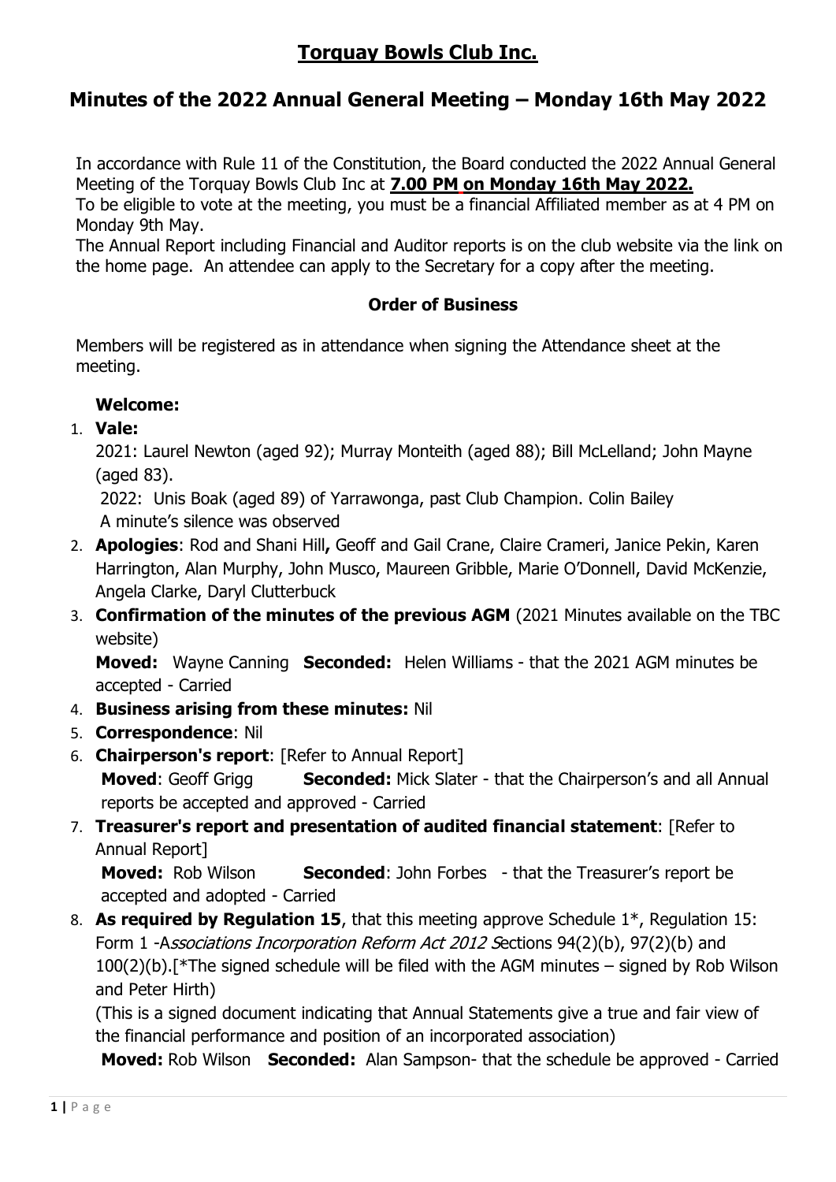# Torquay Bowls Club Inc.

## Minutes of the 2022 Annual General Meeting – Monday 16th May 2022

In accordance with Rule 11 of the Constitution, the Board conducted the 2022 Annual General Meeting of the Torquay Bowls Club Inc at **7.00 PM on Monday 16th May 2022.**
To be eligible to vote at the meeting, you must be a financial Affiliated member as at 4 PM on Monday 9th May.
The Annual Report including Financial and Auditor reports is on the club website via the link on the home page. An attendee can apply to the Secretary for a copy after the meeting.

**Order of Business**

Members will be registered as in attendance when signing the Attendance sheet at the meeting.

**Welcome:**

1. **Vale:**
   2021: Laurel Newton (aged 92); Murray Monteith (aged 88); Bill McLelland; John Mayne (aged 83).
   2022: Unis Boak (aged 89) of Yarrawonga, past Club Champion. Colin Bailey
   A minute's silence was observed
2. **Apologies**: Rod and Shani Hill**,** Geoff and Gail Crane, Claire Crameri, Janice Pekin, Karen Harrington, Alan Murphy, John Musco, Maureen Gribble, Marie O'Donnell, David McKenzie, Angela Clarke, Daryl Clutterbuck
3. **Confirmation of the minutes of the previous AGM** (2021 Minutes available on the TBC website)
   **Moved:** Wayne Canning **Seconded:** Helen Williams - that the 2021 AGM minutes be accepted - Carried
4. **Business arising from these minutes:** Nil
5. **Correspondence**: Nil
6. **Chairperson's report**: [Refer to Annual Report]
   **Moved**: Geoff Grigg **Seconded:** Mick Slater - that the Chairperson's and all Annual reports be accepted and approved - Carried
7. **Treasurer's report and presentation of audited financial statement**: [Refer to Annual Report]
   **Moved:** Rob Wilson **Seconded**: John Forbes - that the Treasurer's report be accepted and adopted - Carried
8. **As required by Regulation 15**, that this meeting approve Schedule 1*, Regulation 15: Form 1 -A*ssociations Incorporation Reform Act 2012 S*ections 94(2)(b), 97(2)(b) and 100(2)(b).[*The signed schedule will be filed with the AGM minutes – signed by Rob Wilson and Peter Hirth)
   (This is a signed document indicating that Annual Statements give a true and fair view of the financial performance and position of an incorporated association)
   **Moved:** Rob Wilson **Seconded:** Alan Sampson- that the schedule be approved - Carried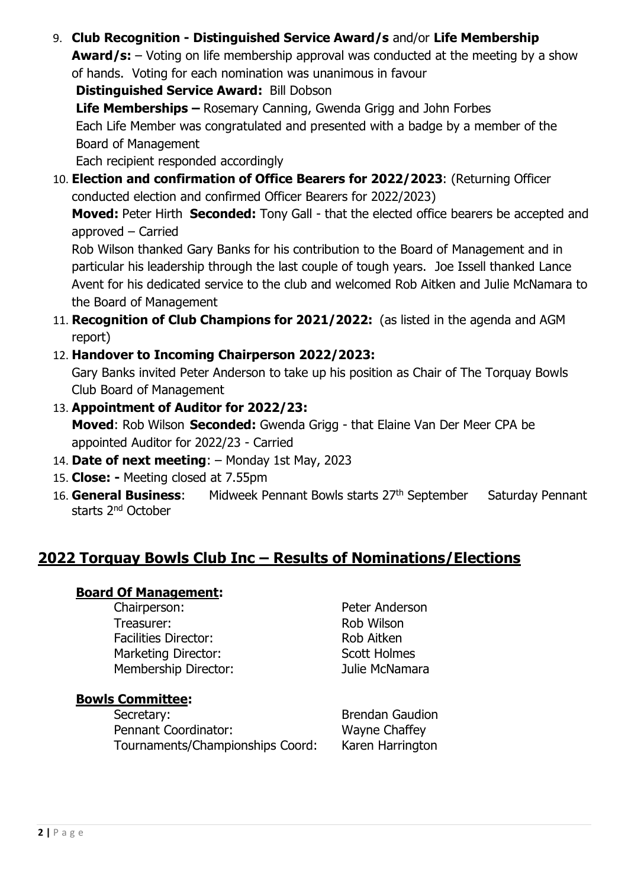9. **Club Recognition - Distinguished Service Award/s** and/or **Life Membership Award/s:** – Voting on life membership approval was conducted at the meeting by a show of hands. Voting for each nomination was unanimous in favour
   **Distinguished Service Award:** Bill Dobson
   **Life Memberships –** Rosemary Canning, Gwenda Grigg and John Forbes
   Each Life Member was congratulated and presented with a badge by a member of the Board of Management
   Each recipient responded accordingly
10. **Election and confirmation of Office Bearers for 2022/2023**: (Returning Officer conducted election and confirmed Officer Bearers for 2022/2023)
    **Moved:** Peter Hirth **Seconded:** Tony Gall - that the elected office bearers be accepted and approved – Carried
    Rob Wilson thanked Gary Banks for his contribution to the Board of Management and in particular his leadership through the last couple of tough years. Joe Issell thanked Lance Avent for his dedicated service to the club and welcomed Rob Aitken and Julie McNamara to the Board of Management
11. **Recognition of Club Champions for 2021/2022:** (as listed in the agenda and AGM report)
12. **Handover to Incoming Chairperson 2022/2023:**
    Gary Banks invited Peter Anderson to take up his position as Chair of The Torquay Bowls Club Board of Management
13. **Appointment of Auditor for 2022/23:**
    **Moved**: Rob Wilson **Seconded:** Gwenda Grigg - that Elaine Van Der Meer CPA be appointed Auditor for 2022/23 - Carried
14. **Date of next meeting**: – Monday 1st May, 2023
15. **Close: -** Meeting closed at 7.55pm
16. **General Business**: Midweek Pennant Bowls starts 27th September Saturday Pennant starts 2nd October

## 2022 Torquay Bowls Club Inc – Results of Nominations/Elections

### Board Of Management:

| | |
|---|---|
| Chairperson: | Peter Anderson |
| Treasurer: | Rob Wilson |
| Facilities Director: | Rob Aitken |
| Marketing Director: | Scott Holmes |
| Membership Director: | Julie McNamara |

### Bowls Committee:

| | |
|---|---|
| Secretary: | Brendan Gaudion |
| Pennant Coordinator: | Wayne Chaffey |
| Tournaments/Championships Coord: | Karen Harrington |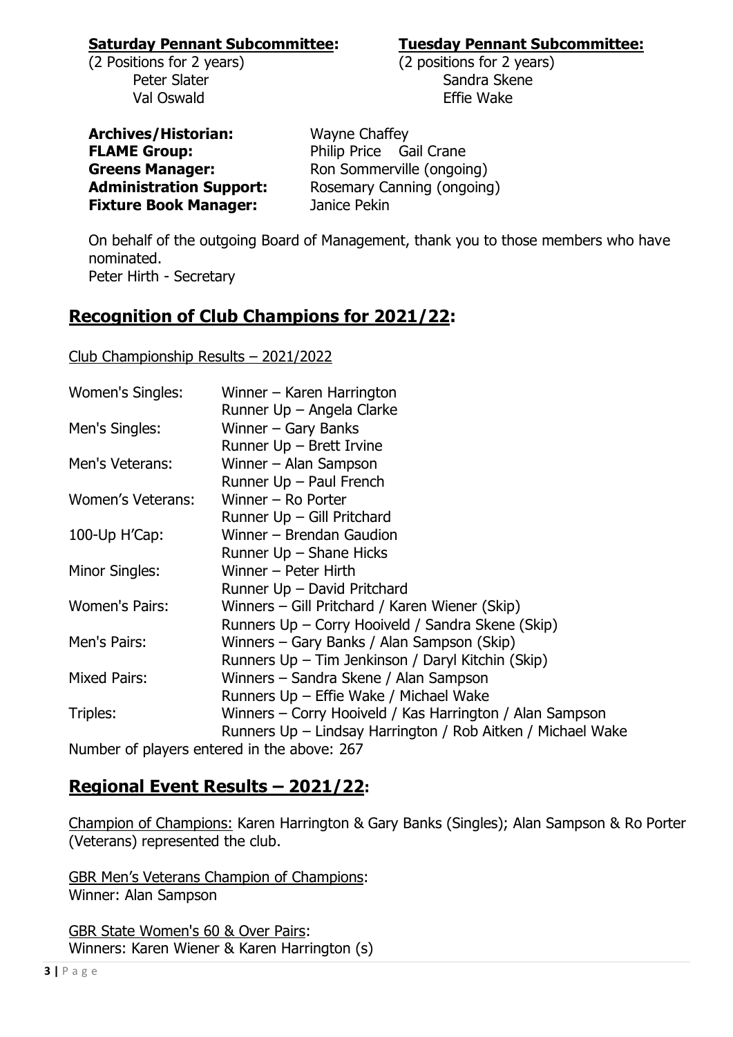**Saturday Pennant Subcommittee:**
(2 Positions for 2 years)
Peter Slater
Val Oswald

**Tuesday Pennant Subcommittee:**
(2 positions for 2 years)
Sandra Skene
Effie Wake

**Archives/Historian:** Wayne Chaffey
**FLAME Group:** Philip Price Gail Crane
**Greens Manager:** Ron Sommerville (ongoing)
**Administration Support:** Rosemary Canning (ongoing)
**Fixture Book Manager:** Janice Pekin

On behalf of the outgoing Board of Management, thank you to those members who have nominated.
Peter Hirth - Secretary

## Recognition of Club Champions for 2021/22:

Club Championship Results – 2021/2022

| | |
|---|---|
| Women's Singles: | Winner – Karen Harrington |
| | Runner Up – Angela Clarke |
| Men's Singles: | Winner – Gary Banks |
| | Runner Up – Brett Irvine |
| Men's Veterans: | Winner – Alan Sampson |
| | Runner Up – Paul French |
| Women's Veterans: | Winner – Ro Porter |
| | Runner Up – Gill Pritchard |
| 100-Up H'Cap: | Winner – Brendan Gaudion |
| | Runner Up – Shane Hicks |
| Minor Singles: | Winner – Peter Hirth |
| | Runner Up – David Pritchard |
| Women's Pairs: | Winners – Gill Pritchard / Karen Wiener (Skip) |
| | Runners Up – Corry Hooiveld / Sandra Skene (Skip) |
| Men's Pairs: | Winners – Gary Banks / Alan Sampson (Skip) |
| | Runners Up – Tim Jenkinson / Daryl Kitchin (Skip) |
| Mixed Pairs: | Winners – Sandra Skene / Alan Sampson |
| | Runners Up – Effie Wake / Michael Wake |
| Triples: | Winners – Corry Hooiveld / Kas Harrington / Alan Sampson |
| | Runners Up – Lindsay Harrington / Rob Aitken / Michael Wake |

Number of players entered in the above: 267

## Regional Event Results – 2021/22:

Champion of Champions: Karen Harrington & Gary Banks (Singles); Alan Sampson & Ro Porter (Veterans) represented the club.

GBR Men's Veterans Champion of Champions:
Winner: Alan Sampson

GBR State Women's 60 & Over Pairs:
Winners: Karen Wiener & Karen Harrington (s)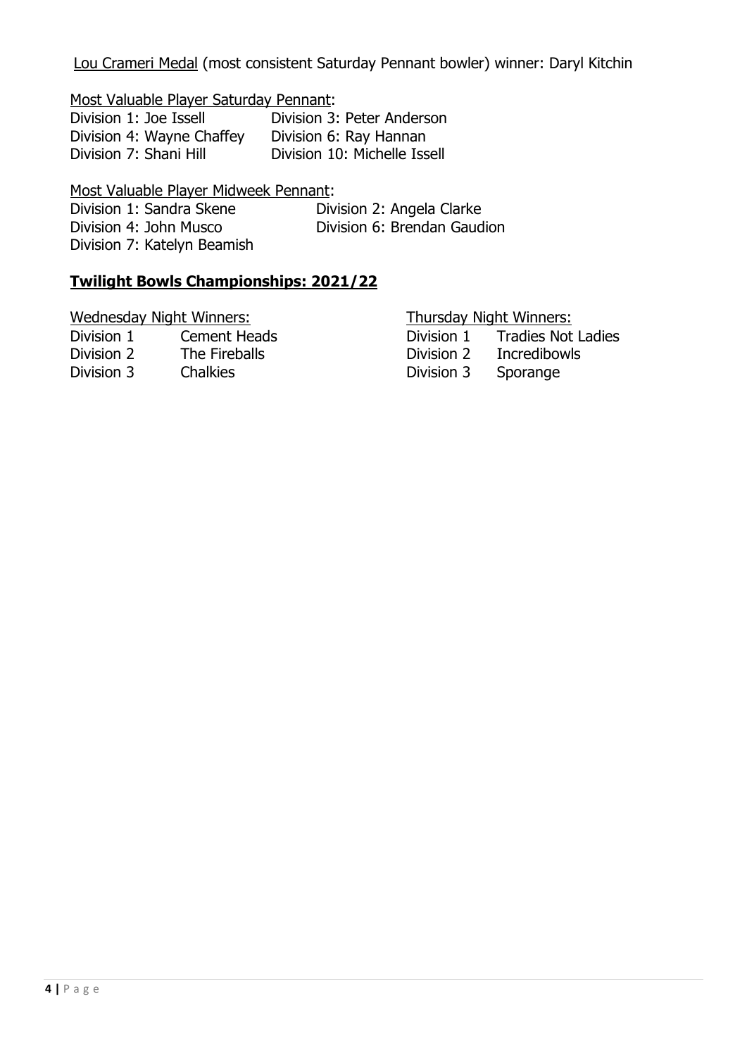Lou Crameri Medal (most consistent Saturday Pennant bowler) winner: Daryl Kitchin

Most Valuable Player Saturday Pennant:

Division 1: Joe Issell
Division 3: Peter Anderson
Division 4: Wayne Chaffey
Division 6: Ray Hannan
Division 7: Shani Hill
Division 10: Michelle Issell

Most Valuable Player Midweek Pennant:

Division 1: Sandra Skene
Division 2: Angela Clarke
Division 4: John Musco
Division 6: Brendan Gaudion
Division 7: Katelyn Beamish

## Twilight Bowls Championships: 2021/22

Wednesday Night Winners:

| | |
|---|---|
| Division 1 | Cement Heads |
| Division 2 | The Fireballs |
| Division 3 | Chalkies |

Thursday Night Winners:

| | |
|---|---|
| Division 1 | Tradies Not Ladies |
| Division 2 | Incredibowls |
| Division 3 | Sporange |